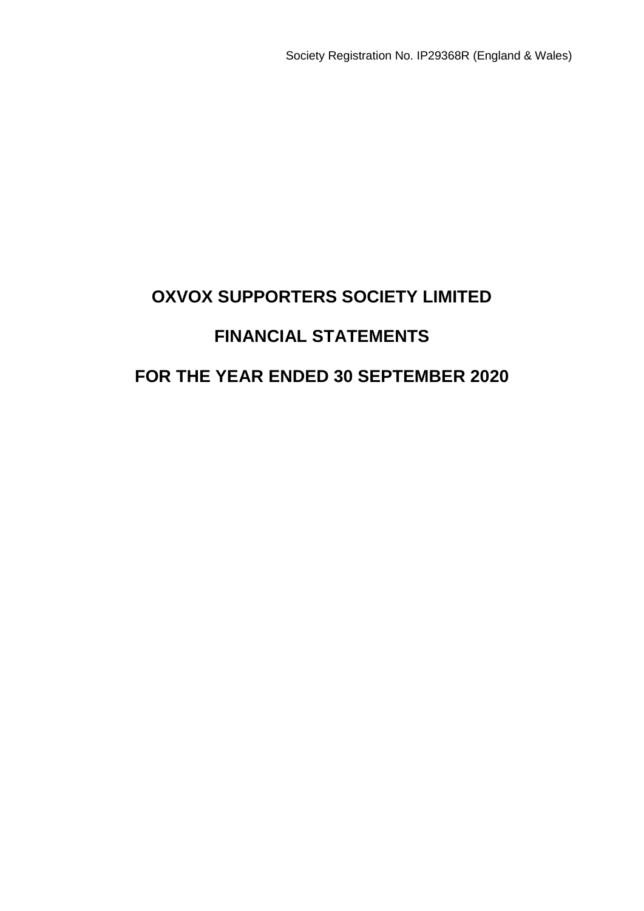Society Registration No. IP29368R (England & Wales)

# OXVOX SUPPORTERS SOCIETY LIMITED

# FINANCIAL STATEMENTS

# FOR THE YEAR ENDED 30 SEPTEMBER 2020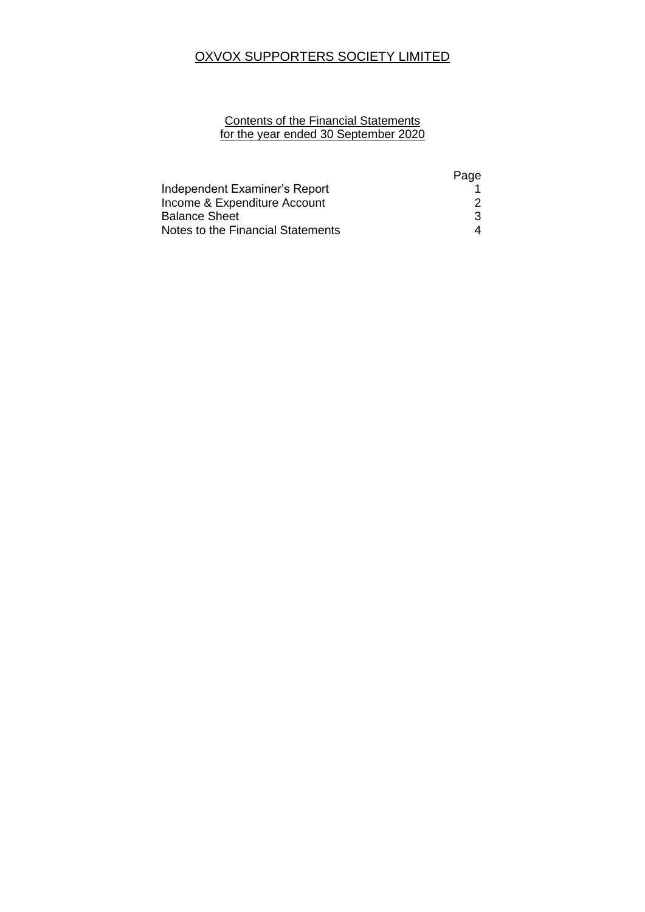# OXVOX SUPPORTERS SOCIETY LIMITED

## Contents of the Financial Statements for the year ended 30 September 2020

| | Page |
|---|---|
| Independent Examiner's Report | 1 |
| Income & Expenditure Account | 2 |
| Balance Sheet | 3 |
| Notes to the Financial Statements | 4 |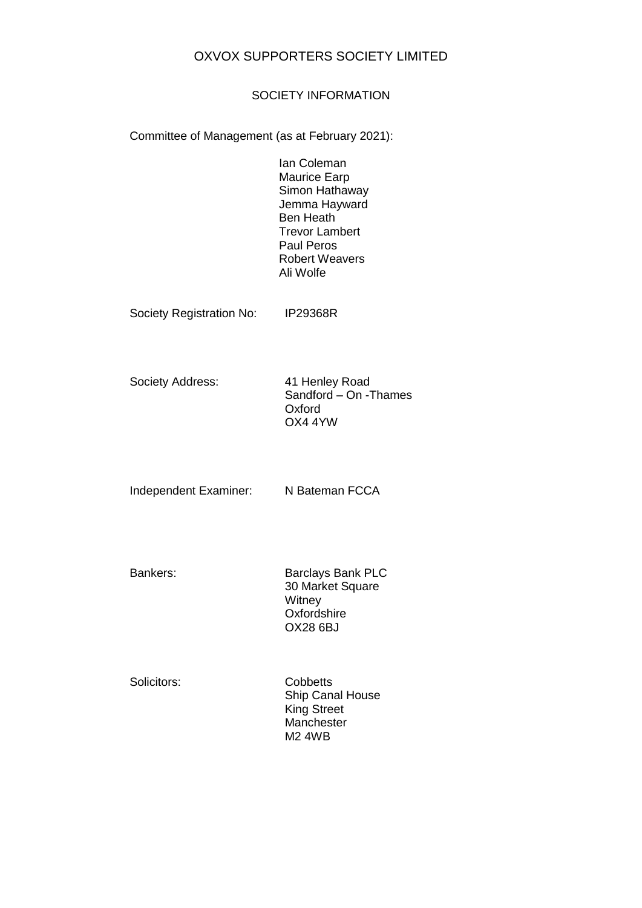# OXVOX SUPPORTERS SOCIETY LIMITED

## SOCIETY INFORMATION

Committee of Management (as at February 2021):

Ian Coleman
Maurice Earp
Simon Hathaway
Jemma Hayward
Ben Heath
Trevor Lambert
Paul Peros
Robert Weavers
Ali Wolfe

Society Registration No: IP29368R

Society Address:

41 Henley Road
Sandford – On -Thames
Oxford
OX4 4YW

Independent Examiner: N Bateman FCCA

Bankers:

Barclays Bank PLC
30 Market Square
Witney
Oxfordshire
OX28 6BJ

Solicitors:

Cobbetts
Ship Canal House
King Street
Manchester
M2 4WB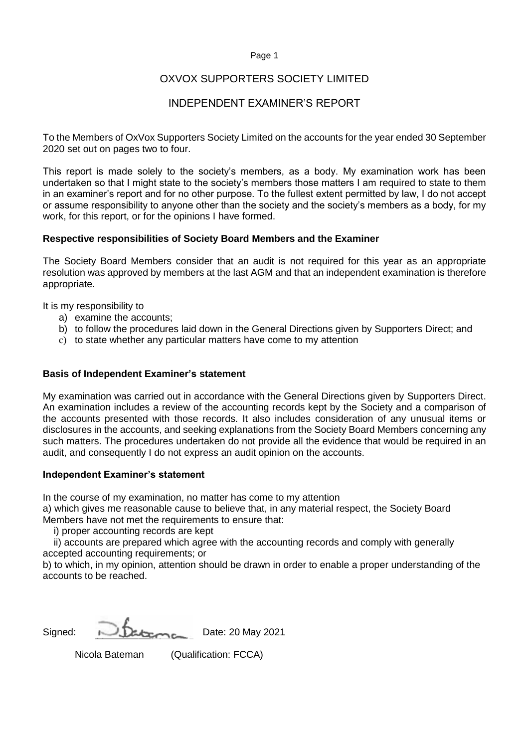# OXVOX SUPPORTERS SOCIETY LIMITED

## INDEPENDENT EXAMINER'S REPORT

To the Members of OxVox Supporters Society Limited on the accounts for the year ended 30 September 2020 set out on pages two to four.

This report is made solely to the society's members, as a body. My examination work has been undertaken so that I might state to the society's members those matters I am required to state to them in an examiner's report and for no other purpose. To the fullest extent permitted by law, I do not accept or assume responsibility to anyone other than the society and the society's members as a body, for my work, for this report, or for the opinions I have formed.

### Respective responsibilities of Society Board Members and the Examiner

The Society Board Members consider that an audit is not required for this year as an appropriate resolution was approved by members at the last AGM and that an independent examination is therefore appropriate.

It is my responsibility to

a) examine the accounts;
b) to follow the procedures laid down in the General Directions given by Supporters Direct; and
c) to state whether any particular matters have come to my attention

### Basis of Independent Examiner's statement

My examination was carried out in accordance with the General Directions given by Supporters Direct. An examination includes a review of the accounting records kept by the Society and a comparison of the accounts presented with those records. It also includes consideration of any unusual items or disclosures in the accounts, and seeking explanations from the Society Board Members concerning any such matters. The procedures undertaken do not provide all the evidence that would be required in an audit, and consequently I do not express an audit opinion on the accounts.

### Independent Examiner's statement

In the course of my examination, no matter has come to my attention

a) which gives me reasonable cause to believe that, in any material respect, the Society Board Members have not met the requirements to ensure that:

i) proper accounting records are kept

ii) accounts are prepared which agree with the accounting records and comply with generally accepted accounting requirements; or

b) to which, in my opinion, attention should be drawn in order to enable a proper understanding of the accounts to be reached.

Signed: N Bateman Date: 20 May 2021

Nicola Bateman (Qualification: FCCA)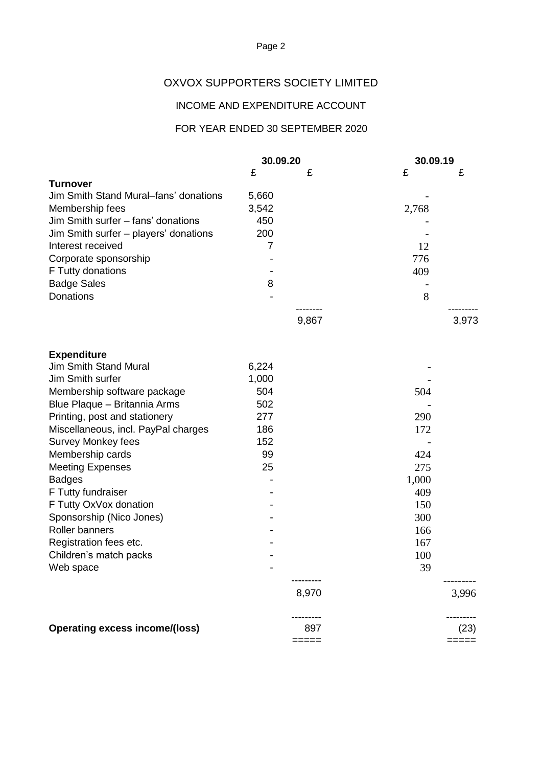# OXVOX SUPPORTERS SOCIETY LIMITED

## INCOME AND EXPENDITURE ACCOUNT

## FOR YEAR ENDED 30 SEPTEMBER 2020

| | 30.09.20 | | 30.09.19 | |
|---|---|---|---|---|
| | £ | £ | £ | £ |
| **Turnover** | | | | |
| Jim Smith Stand Mural–fans' donations | 5,660 | | - | |
| Membership fees | 3,542 | | 2,768 | |
| Jim Smith surfer – fans' donations | 450 | | - | |
| Jim Smith surfer – players' donations | 200 | | - | |
| Interest received | 7 | | 12 | |
| Corporate sponsorship | - | | 776 | |
| F Tutty donations | - | | 409 | |
| Badge Sales | 8 | | - | |
| Donations | - | | 8 | |
| | | 9,867 | | 3,973 |
| **Expenditure** | | | | |
| Jim Smith Stand Mural | 6,224 | | - | |
| Jim Smith surfer | 1,000 | | - | |
| Membership software package | 504 | | 504 | |
| Blue Plaque – Britannia Arms | 502 | | - | |
| Printing, post and stationery | 277 | | 290 | |
| Miscellaneous, incl. PayPal charges | 186 | | 172 | |
| Survey Monkey fees | 152 | | - | |
| Membership cards | 99 | | 424 | |
| Meeting Expenses | 25 | | 275 | |
| Badges | - | | 1,000 | |
| F Tutty fundraiser | - | | 409 | |
| F Tutty OxVox donation | - | | 150 | |
| Sponsorship (Nico Jones) | - | | 300 | |
| Roller banners | - | | 166 | |
| Registration fees etc. | - | | 167 | |
| Children's match packs | - | | 100 | |
| Web space | - | | 39 | |
| | | 8,970 | | 3,996 |
| **Operating excess income/(loss)** | | 897 | | (23) |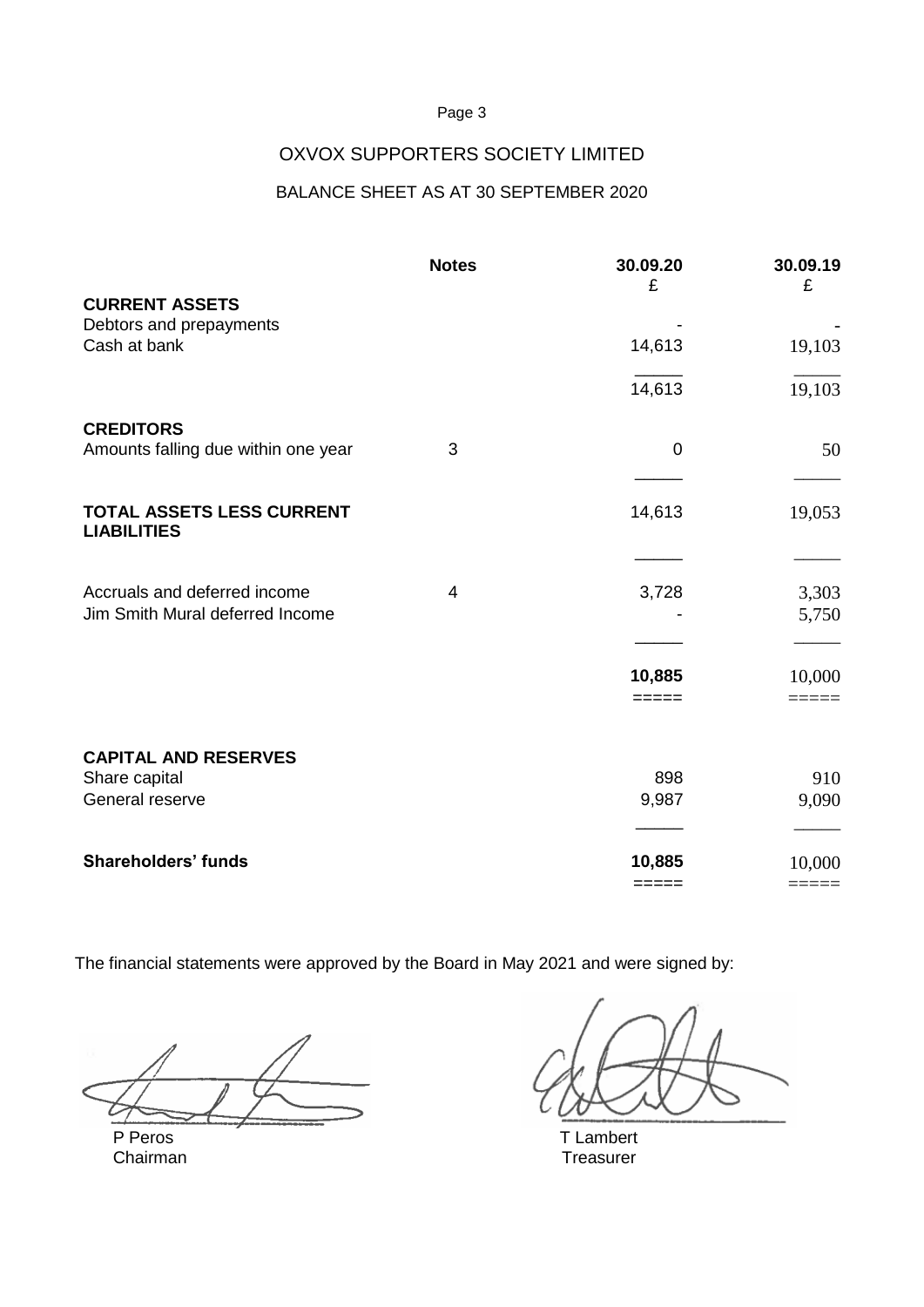# OXVOX SUPPORTERS SOCIETY LIMITED

## BALANCE SHEET AS AT 30 SEPTEMBER 2020

| | Notes | 30.09.20<br>£ | 30.09.19<br>£ |
|---|---|---|---|
| **CURRENT ASSETS** | | | |
| Debtors and prepayments | | - | - |
| Cash at bank | | 14,613 | 19,103 |
| | | 14,613 | 19,103 |
| **CREDITORS** | | | |
| Amounts falling due within one year | 3 | 0 | 50 |
| **TOTAL ASSETS LESS CURRENT LIABILITIES** | | 14,613 | 19,053 |
| Accruals and deferred income | 4 | 3,728 | 3,303 |
| Jim Smith Mural deferred Income | | - | 5,750 |
| | | **10,885** | 10,000 |
| **CAPITAL AND RESERVES** | | | |
| Share capital | | 898 | 910 |
| General reserve | | 9,987 | 9,090 |
| **Shareholders' funds** | | **10,885** | 10,000 |

The financial statements were approved by the Board in May 2021 and were signed by:

P Peros
Chairman

T Lambert
Treasurer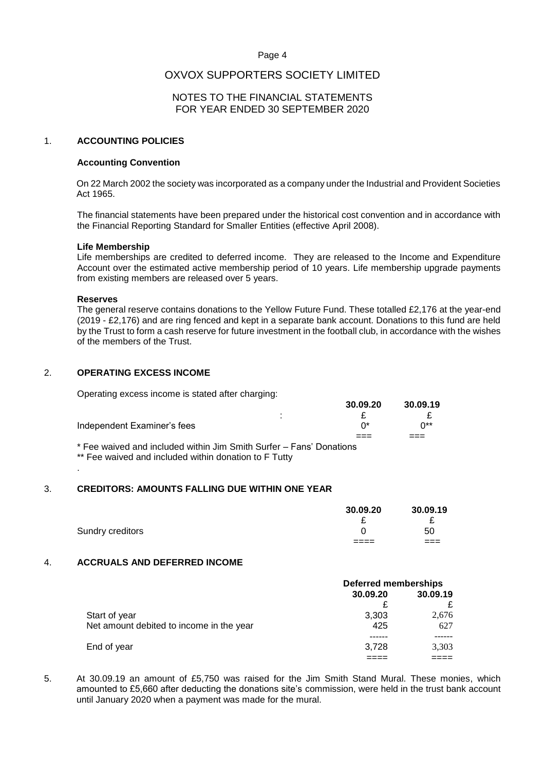# OXVOX SUPPORTERS SOCIETY LIMITED

## NOTES TO THE FINANCIAL STATEMENTS FOR YEAR ENDED 30 SEPTEMBER 2020

### 1. ACCOUNTING POLICIES

**Accounting Convention**

On 22 March 2002 the society was incorporated as a company under the Industrial and Provident Societies Act 1965.

The financial statements have been prepared under the historical cost convention and in accordance with the Financial Reporting Standard for Smaller Entities (effective April 2008).

**Life Membership**

Life memberships are credited to deferred income. They are released to the Income and Expenditure Account over the estimated active membership period of 10 years. Life membership upgrade payments from existing members are released over 5 years.

**Reserves**

The general reserve contains donations to the Yellow Future Fund. These totalled £2,176 at the year-end (2019 - £2,176) and are ring fenced and kept in a separate bank account. Donations to this fund are held by the Trust to form a cash reserve for future investment in the football club, in accordance with the wishes of the members of the Trust.

### 2. OPERATING EXCESS INCOME

Operating excess income is stated after charging:

| | 30.09.20 | 30.09.19 |
|---|---|---|
| : | £ | £ |
| Independent Examiner's fees | 0* | 0** |
| | === | === |

\* Fee waived and included within Jim Smith Surfer – Fans' Donations

\** Fee waived and included within donation to F Tutty

.

### 3. CREDITORS: AMOUNTS FALLING DUE WITHIN ONE YEAR

| | 30.09.20 | 30.09.19 |
|---|---|---|
| | £ | £ |
| Sundry creditors | 0 | 50 |
| | ==== | === |

### 4. ACCRUALS AND DEFERRED INCOME

| | Deferred memberships | |
|---|---|---|
| | 30.09.20 | 30.09.19 |
| | £ | £ |
| Start of year | 3,303 | 2,676 |
| Net amount debited to income in the year | 425 | 627 |
| | ------ | ------ |
| End of year | 3,728 | 3,303 |
| | ==== | ==== |

5. At 30.09.19 an amount of £5,750 was raised for the Jim Smith Stand Mural. These monies, which amounted to £5,660 after deducting the donations site's commission, were held in the trust bank account until January 2020 when a payment was made for the mural.